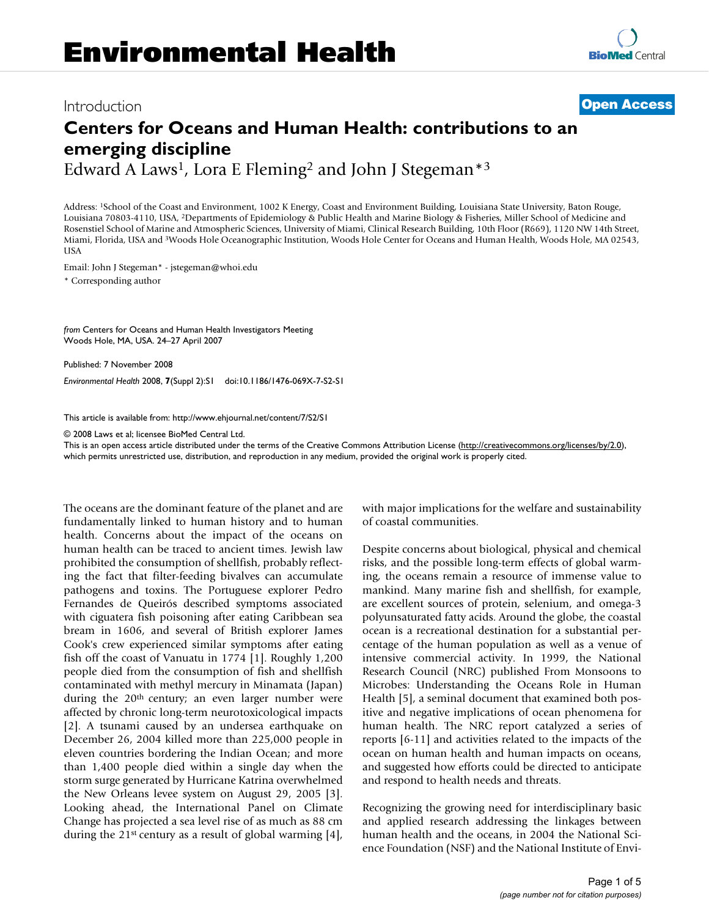Introduction

**Open Access**

# Centers for Oceans and Human Health: contributions to an emerging discipline

Edward A Laws[1], Lora E Fleming[2] and John J Stegeman*[3]

Address: [1]School of the Coast and Environment, 1002 K Energy, Coast and Environment Building, Louisiana State University, Baton Rouge, Louisiana 70803-4110, USA, [2]Departments of Epidemiology & Public Health and Marine Biology & Fisheries, Miller School of Medicine and Rosenstiel School of Marine and Atmospheric Sciences, University of Miami, Clinical Research Building, 10th Floor (R669), 1120 NW 14th Street, Miami, Florida, USA and [3]Woods Hole Oceanographic Institution, Woods Hole Center for Oceans and Human Health, Woods Hole, MA 02543, USA

Email: John J Stegeman* - jstegeman@whoi.edu

* Corresponding author

*from* Centers for Oceans and Human Health Investigators Meeting
Woods Hole, MA, USA. 24–27 April 2007

Published: 7 November 2008

*Environmental Health* 2008, **7**(Suppl 2):S1 doi:10.1186/1476-069X-7-S2-S1

This article is available from: http://www.ehjournal.net/content/7/S2/S1

© 2008 Laws et al; licensee BioMed Central Ltd.
This is an open access article distributed under the terms of the Creative Commons Attribution License (http://creativecommons.org/licenses/by/2.0), which permits unrestricted use, distribution, and reproduction in any medium, provided the original work is properly cited.

The oceans are the dominant feature of the planet and are fundamentally linked to human history and to human health. Concerns about the impact of the oceans on human health can be traced to ancient times. Jewish law prohibited the consumption of shellfish, probably reflecting the fact that filter-feeding bivalves can accumulate pathogens and toxins. The Portuguese explorer Pedro Fernandes de Queirós described symptoms associated with ciguatera fish poisoning after eating Caribbean sea bream in 1606, and several of British explorer James Cook's crew experienced similar symptoms after eating fish off the coast of Vanuatu in 1774 [1]. Roughly 1,200 people died from the consumption of fish and shellfish contaminated with methyl mercury in Minamata (Japan) during the 20th century; an even larger number were affected by chronic long-term neurotoxicological impacts [2]. A tsunami caused by an undersea earthquake on December 26, 2004 killed more than 225,000 people in eleven countries bordering the Indian Ocean; and more than 1,400 people died within a single day when the storm surge generated by Hurricane Katrina overwhelmed the New Orleans levee system on August 29, 2005 [3]. Looking ahead, the International Panel on Climate Change has projected a sea level rise of as much as 88 cm during the 21st century as a result of global warming [4], with major implications for the welfare and sustainability of coastal communities.

Despite concerns about biological, physical and chemical risks, and the possible long-term effects of global warming, the oceans remain a resource of immense value to mankind. Many marine fish and shellfish, for example, are excellent sources of protein, selenium, and omega-3 polyunsaturated fatty acids. Around the globe, the coastal ocean is a recreational destination for a substantial percentage of the human population as well as a venue of intensive commercial activity. In 1999, the National Research Council (NRC) published From Monsoons to Microbes: Understanding the Oceans Role in Human Health [5], a seminal document that examined both positive and negative implications of ocean phenomena for human health. The NRC report catalyzed a series of reports [6-11] and activities related to the impacts of the ocean on human health and human impacts on oceans, and suggested how efforts could be directed to anticipate and respond to health needs and threats.

Recognizing the growing need for interdisciplinary basic and applied research addressing the linkages between human health and the oceans, in 2004 the National Science Foundation (NSF) and the National Institute of Envi-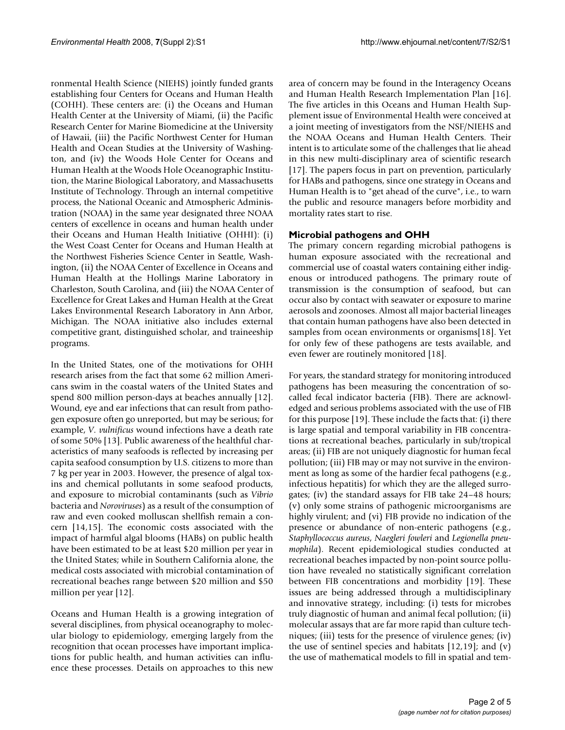ronmental Health Science (NIEHS) jointly funded grants establishing four Centers for Oceans and Human Health (COHH). These centers are: (i) the Oceans and Human Health Center at the University of Miami, (ii) the Pacific Research Center for Marine Biomedicine at the University of Hawaii, (iii) the Pacific Northwest Center for Human Health and Ocean Studies at the University of Washington, and (iv) the Woods Hole Center for Oceans and Human Health at the Woods Hole Oceanographic Institution, the Marine Biological Laboratory, and Massachusetts Institute of Technology. Through an internal competitive process, the National Oceanic and Atmospheric Administration (NOAA) in the same year designated three NOAA centers of excellence in oceans and human health under their Oceans and Human Health Initiative (OHHI): (i) the West Coast Center for Oceans and Human Health at the Northwest Fisheries Science Center in Seattle, Washington, (ii) the NOAA Center of Excellence in Oceans and Human Health at the Hollings Marine Laboratory in Charleston, South Carolina, and (iii) the NOAA Center of Excellence for Great Lakes and Human Health at the Great Lakes Environmental Research Laboratory in Ann Arbor, Michigan. The NOAA initiative also includes external competitive grant, distinguished scholar, and traineeship programs.

In the United States, one of the motivations for OHH research arises from the fact that some 62 million Americans swim in the coastal waters of the United States and spend 800 million person-days at beaches annually [12]. Wound, eye and ear infections that can result from pathogen exposure often go unreported, but may be serious; for example, *V. vulnificus* wound infections have a death rate of some 50% [13]. Public awareness of the healthful characteristics of many seafoods is reflected by increasing per capita seafood consumption by U.S. citizens to more than 7 kg per year in 2003. However, the presence of algal toxins and chemical pollutants in some seafood products, and exposure to microbial contaminants (such as *Vibrio* bacteria and *Noroviruses*) as a result of the consumption of raw and even cooked molluscan shellfish remain a concern [14,15]. The economic costs associated with the impact of harmful algal blooms (HABs) on public health have been estimated to be at least $20 million per year in the United States; while in Southern California alone, the medical costs associated with microbial contamination of recreational beaches range between $20 million and $50 million per year [12].

Oceans and Human Health is a growing integration of several disciplines, from physical oceanography to molecular biology to epidemiology, emerging largely from the recognition that ocean processes have important implications for public health, and human activities can influence these processes. Details on approaches to this new area of concern may be found in the Interagency Oceans and Human Health Research Implementation Plan [16]. The five articles in this Oceans and Human Health Supplement issue of Environmental Health were conceived at a joint meeting of investigators from the NSF/NIEHS and the NOAA Oceans and Human Health Centers. Their intent is to articulate some of the challenges that lie ahead in this new multi-disciplinary area of scientific research [17]. The papers focus in part on prevention, particularly for HABs and pathogens, since one strategy in Oceans and Human Health is to "get ahead of the curve", i.e., to warn the public and resource managers before morbidity and mortality rates start to rise.

## Microbial pathogens and OHH

The primary concern regarding microbial pathogens is human exposure associated with the recreational and commercial use of coastal waters containing either indigenous or introduced pathogens. The primary route of transmission is the consumption of seafood, but can occur also by contact with seawater or exposure to marine aerosols and zoonoses. Almost all major bacterial lineages that contain human pathogens have also been detected in samples from ocean environments or organisms[18]. Yet for only few of these pathogens are tests available, and even fewer are routinely monitored [18].

For years, the standard strategy for monitoring introduced pathogens has been measuring the concentration of so-called fecal indicator bacteria (FIB). There are acknowledged and serious problems associated with the use of FIB for this purpose [19]. These include the facts that: (i) there is large spatial and temporal variability in FIB concentrations at recreational beaches, particularly in sub/tropical areas; (ii) FIB are not uniquely diagnostic for human fecal pollution; (iii) FIB may or may not survive in the environment as long as some of the hardier fecal pathogens (e.g., infectious hepatitis) for which they are the alleged surrogates; (iv) the standard assays for FIB take 24–48 hours; (v) only some strains of pathogenic microorganisms are highly virulent; and (vi) FIB provide no indication of the presence or abundance of non-enteric pathogens (e.g., *Staphyllococcus aureus*, *Naegleri fowleri* and *Legionella pneumophila*). Recent epidemiological studies conducted at recreational beaches impacted by non-point source pollution have revealed no statistically significant correlation between FIB concentrations and morbidity [19]. These issues are being addressed through a multidisciplinary and innovative strategy, including: (i) tests for microbes truly diagnostic of human and animal fecal pollution; (ii) molecular assays that are far more rapid than culture techniques; (iii) tests for the presence of virulence genes; (iv) the use of sentinel species and habitats [12,19]; and (v) the use of mathematical models to fill in spatial and tem-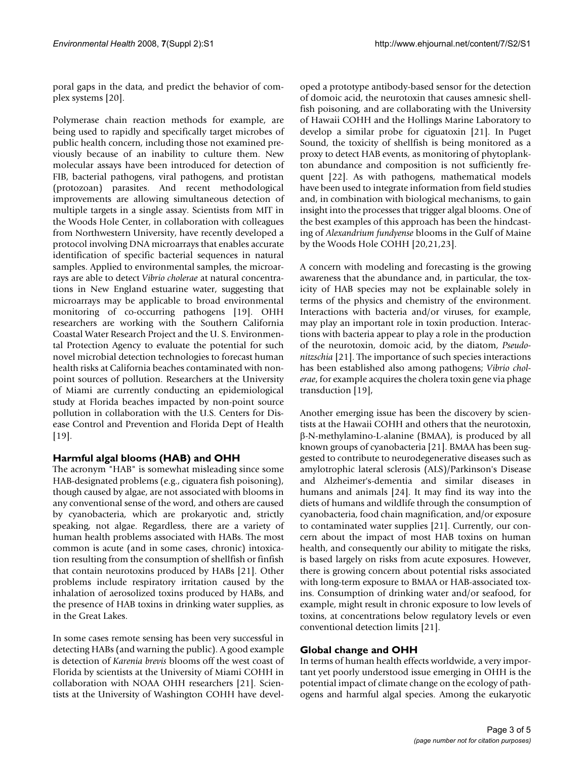poral gaps in the data, and predict the behavior of complex systems [20].

Polymerase chain reaction methods for example, are being used to rapidly and specifically target microbes of public health concern, including those not examined previously because of an inability to culture them. New molecular assays have been introduced for detection of FIB, bacterial pathogens, viral pathogens, and protistan (protozoan) parasites. And recent methodological improvements are allowing simultaneous detection of multiple targets in a single assay. Scientists from MIT in the Woods Hole Center, in collaboration with colleagues from Northwestern University, have recently developed a protocol involving DNA microarrays that enables accurate identification of specific bacterial sequences in natural samples. Applied to environmental samples, the microarrays are able to detect *Vibrio cholerae* at natural concentrations in New England estuarine water, suggesting that microarrays may be applicable to broad environmental monitoring of co-occurring pathogens [19]. OHH researchers are working with the Southern California Coastal Water Research Project and the U. S. Environmental Protection Agency to evaluate the potential for such novel microbial detection technologies to forecast human health risks at California beaches contaminated with non-point sources of pollution. Researchers at the University of Miami are currently conducting an epidemiological study at Florida beaches impacted by non-point source pollution in collaboration with the U.S. Centers for Disease Control and Prevention and Florida Dept of Health [19].

## Harmful algal blooms (HAB) and OHH

The acronym "HAB" is somewhat misleading since some HAB-designated problems (e.g., ciguatera fish poisoning), though caused by algae, are not associated with blooms in any conventional sense of the word, and others are caused by cyanobacteria, which are prokaryotic and, strictly speaking, not algae. Regardless, there are a variety of human health problems associated with HABs. The most common is acute (and in some cases, chronic) intoxication resulting from the consumption of shellfish or finfish that contain neurotoxins produced by HABs [21]. Other problems include respiratory irritation caused by the inhalation of aerosolized toxins produced by HABs, and the presence of HAB toxins in drinking water supplies, as in the Great Lakes.

In some cases remote sensing has been very successful in detecting HABs (and warning the public). A good example is detection of *Karenia brevis* blooms off the west coast of Florida by scientists at the University of Miami COHH in collaboration with NOAA OHH researchers [21]. Scientists at the University of Washington COHH have developed a prototype antibody-based sensor for the detection of domoic acid, the neurotoxin that causes amnesic shellfish poisoning, and are collaborating with the University of Hawaii COHH and the Hollings Marine Laboratory to develop a similar probe for ciguatoxin [21]. In Puget Sound, the toxicity of shellfish is being monitored as a proxy to detect HAB events, as monitoring of phytoplankton abundance and composition is not sufficiently frequent [22]. As with pathogens, mathematical models have been used to integrate information from field studies and, in combination with biological mechanisms, to gain insight into the processes that trigger algal blooms. One of the best examples of this approach has been the hindcasting of *Alexandrium fundyense* blooms in the Gulf of Maine by the Woods Hole COHH [20,21,23].

A concern with modeling and forecasting is the growing awareness that the abundance and, in particular, the toxicity of HAB species may not be explainable solely in terms of the physics and chemistry of the environment. Interactions with bacteria and/or viruses, for example, may play an important role in toxin production. Interactions with bacteria appear to play a role in the production of the neurotoxin, domoic acid, by the diatom, *Pseudo-nitzschia* [21]. The importance of such species interactions has been established also among pathogens; *Vibrio cholerae*, for example acquires the cholera toxin gene via phage transduction [19],

Another emerging issue has been the discovery by scientists at the Hawaii COHH and others that the neurotoxin, β-N-methylamino-L-alanine (BMAA), is produced by all known groups of cyanobacteria [21]. BMAA has been suggested to contribute to neurodegenerative diseases such as amylotrophic lateral sclerosis (ALS)/Parkinson's Disease and Alzheimer's-dementia and similar diseases in humans and animals [24]. It may find its way into the diets of humans and wildlife through the consumption of cyanobacteria, food chain magnification, and/or exposure to contaminated water supplies [21]. Currently, our concern about the impact of most HAB toxins on human health, and consequently our ability to mitigate the risks, is based largely on risks from acute exposures. However, there is growing concern about potential risks associated with long-term exposure to BMAA or HAB-associated toxins. Consumption of drinking water and/or seafood, for example, might result in chronic exposure to low levels of toxins, at concentrations below regulatory levels or even conventional detection limits [21].

## Global change and OHH

In terms of human health effects worldwide, a very important yet poorly understood issue emerging in OHH is the potential impact of climate change on the ecology of pathogens and harmful algal species. Among the eukaryotic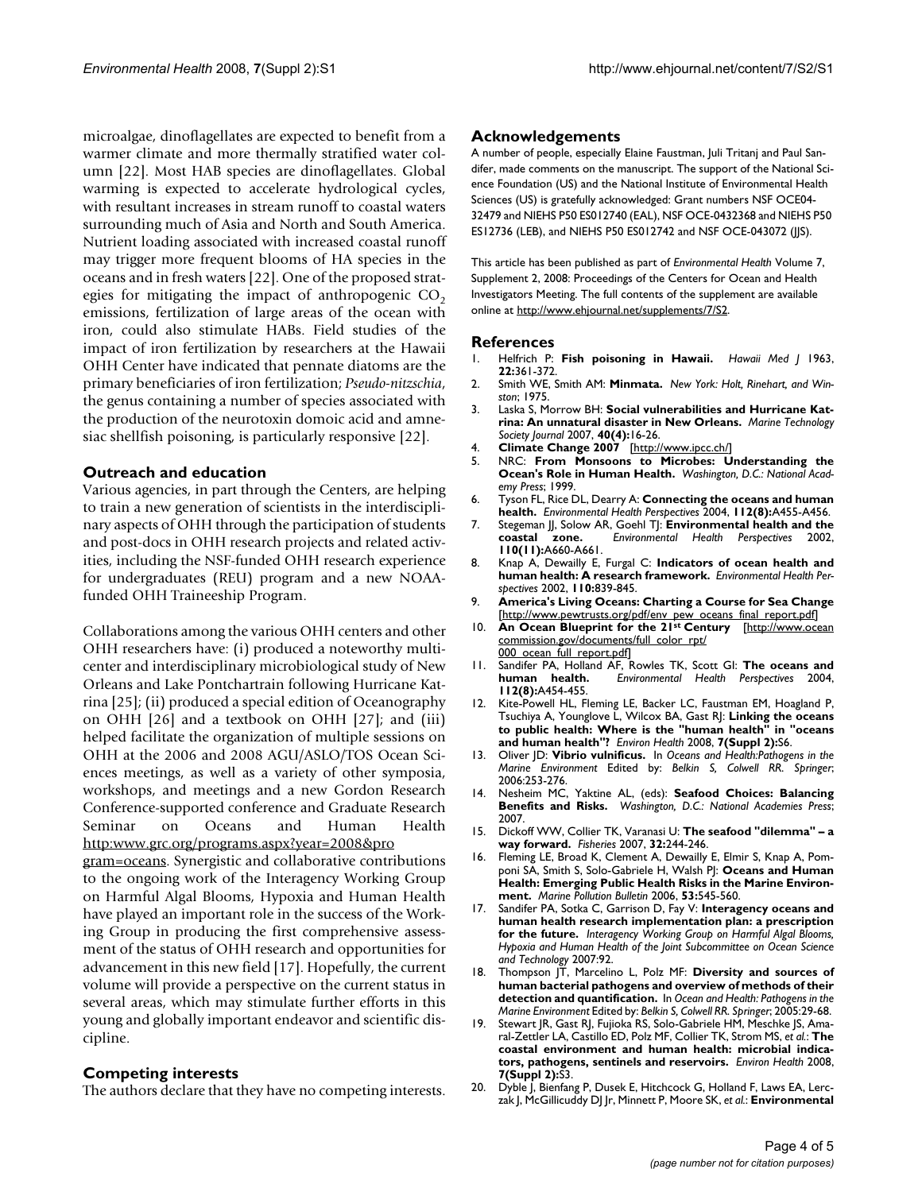microalgae, dinoflagellates are expected to benefit from a warmer climate and more thermally stratified water column [22]. Most HAB species are dinoflagellates. Global warming is expected to accelerate hydrological cycles, with resultant increases in stream runoff to coastal waters surrounding much of Asia and North and South America. Nutrient loading associated with increased coastal runoff may trigger more frequent blooms of HA species in the oceans and in fresh waters [22]. One of the proposed strategies for mitigating the impact of anthropogenic $CO_2$ emissions, fertilization of large areas of the ocean with iron, could also stimulate HABs. Field studies of the impact of iron fertilization by researchers at the Hawaii OHH Center have indicated that pennate diatoms are the primary beneficiaries of iron fertilization; *Pseudo-nitzschia*, the genus containing a number of species associated with the production of the neurotoxin domoic acid and amnesiac shellfish poisoning, is particularly responsive [22].

## Outreach and education

Various agencies, in part through the Centers, are helping to train a new generation of scientists in the interdisciplinary aspects of OHH through the participation of students and post-docs in OHH research projects and related activities, including the NSF-funded OHH research experience for undergraduates (REU) program and a new NOAA-funded OHH Traineeship Program.

Collaborations among the various OHH centers and other OHH researchers have: (i) produced a noteworthy multi-center and interdisciplinary microbiological study of New Orleans and Lake Pontchartrain following Hurricane Katrina [25]; (ii) produced a special edition of Oceanography on OHH [26] and a textbook on OHH [27]; and (iii) helped facilitate the organization of multiple sessions on OHH at the 2006 and 2008 AGU/ASLO/TOS Ocean Sciences meetings, as well as a variety of other symposia, workshops, and meetings and a new Gordon Research Conference-supported conference and Graduate Research Seminar on Oceans and Human Health http:www.grc.org/programs.aspx?year=2008&program=oceans. Synergistic and collaborative contributions to the ongoing work of the Interagency Working Group on Harmful Algal Blooms, Hypoxia and Human Health have played an important role in the success of the Working Group in producing the first comprehensive assessment of the status of OHH research and opportunities for advancement in this new field [17]. Hopefully, the current volume will provide a perspective on the current status in several areas, which may stimulate further efforts in this young and globally important endeavor and scientific discipline.

## Competing interests

The authors declare that they have no competing interests.

## Acknowledgements

A number of people, especially Elaine Faustman, Juli Tritanj and Paul Sandifer, made comments on the manuscript. The support of the National Science Foundation (US) and the National Institute of Environmental Health Sciences (US) is gratefully acknowledged: Grant numbers NSF OCE04-32479 and NIEHS P50 ES012740 (EAL), NSF OCE-0432368 and NIEHS P50 ES12736 (LEB), and NIEHS P50 ES012742 and NSF OCE-043072 (JJS).

This article has been published as part of *Environmental Health* Volume 7, Supplement 2, 2008: Proceedings of the Centers for Ocean and Health Investigators Meeting. The full contents of the supplement are available online at http://www.ehjournal.net/supplements/7/S2.

## References

1. Helfrich P: **Fish poisoning in Hawaii.** *Hawaii Med J* 1963, **22:**361-372.
2. Smith WE, Smith AM: **Minmata.** *New York: Holt, Rinehart, and Winston*; 1975.
3. Laska S, Morrow BH: **Social vulnerabilities and Hurricane Katrina: An unnatural disaster in New Orleans.** *Marine Technology Society Journal* 2007, **40(4):**16-26.
4. **Climate Change 2007** [http://www.ipcc.ch/]
5. NRC: **From Monsoons to Microbes: Understanding the Ocean's Role in Human Health.** *Washington, D.C.: National Academy Press*; 1999.
6. Tyson FL, Rice DL, Dearry A: **Connecting the oceans and human health.** *Environmental Health Perspectives* 2004, **112(8):**A455-A456.
7. Stegeman JJ, Solow AR, Goehl TJ: **Environmental health and the coastal zone.** *Environmental Health Perspectives* 2002, **110(11):**A660-A661.
8. Knap A, Dewailly E, Furgal C: **Indicators of ocean health and human health: A research framework.** *Environmental Health Perspectives* 2002, **110:**839-845.
9. **America's Living Oceans: Charting a Course for Sea Change** [http://www.pewtrusts.org/pdf/env_pew_oceans_final_report.pdf]
10. **An Ocean Blueprint for the 21st Century** [http://www.oceancommission.gov/documents/full_color_rpt/000_ocean_full_report.pdf]
11. Sandifer PA, Holland AF, Rowles TK, Scott GI: **The oceans and human health.** *Environmental Health Perspectives* 2004, **112(8):**A454-455.
12. Kite-Powell HL, Fleming LE, Backer LC, Faustman EM, Hoagland P, Tsuchiya A, Younglove L, Wilcox BA, Gast RJ: **Linking the oceans to public health: Where is the "human health" in "oceans and human health"?** *Environ Health* 2008, **7(Suppl 2):**S6.
13. Oliver JD: **Vibrio vulnificus.** In *Oceans and Health:Pathogens in the Marine Environment* Edited by: *Belkin S, Colwell RR. Springer*; 2006:253-276.
14. Nesheim MC, Yaktine AL, (eds): **Seafood Choices: Balancing Benefits and Risks.** *Washington, D.C.: National Academies Press*; 2007.
15. Dickoff WW, Collier TK, Varanasi U: **The seafood "dilemma" – a way forward.** *Fisheries* 2007, **32:**244-246.
16. Fleming LE, Broad K, Clement A, Dewailly E, Elmir S, Knap A, Pomponi SA, Smith S, Solo-Gabriele H, Walsh PJ: **Oceans and Human Health: Emerging Public Health Risks in the Marine Environment.** *Marine Pollution Bulletin* 2006, **53:**545-560.
17. Sandifer PA, Sotka C, Garrison D, Fay V: **Interagency oceans and human health research implementation plan: a prescription for the future.** *Interagency Working Group on Harmful Algal Blooms, Hypoxia and Human Health of the Joint Subcommittee on Ocean Science and Technology* 2007:92.
18. Thompson JT, Marcelino L, Polz MF: **Diversity and sources of human bacterial pathogens and overview of methods of their detection and quantification.** In *Ocean and Health: Pathogens in the Marine Environment* Edited by: *Belkin S, Colwell RR. Springer*; 2005:29-68.
19. Stewart JR, Gast RJ, Fujioka RS, Solo-Gabriele HM, Meschke JS, Amaral-Zettler LA, Castillo ED, Polz MF, Collier TK, Strom MS, *et al.*: **The coastal environment and human health: microbial indicators, pathogens, sentinels and reservoirs.** *Environ Health* 2008, **7(Suppl 2):**S3.
20. Dyble J, Bienfang P, Dusek E, Hitchcock G, Holland F, Laws EA, Lerczak J, McGillicuddy DJ Jr, Minnett P, Moore SK, *et al.*: **Environmental**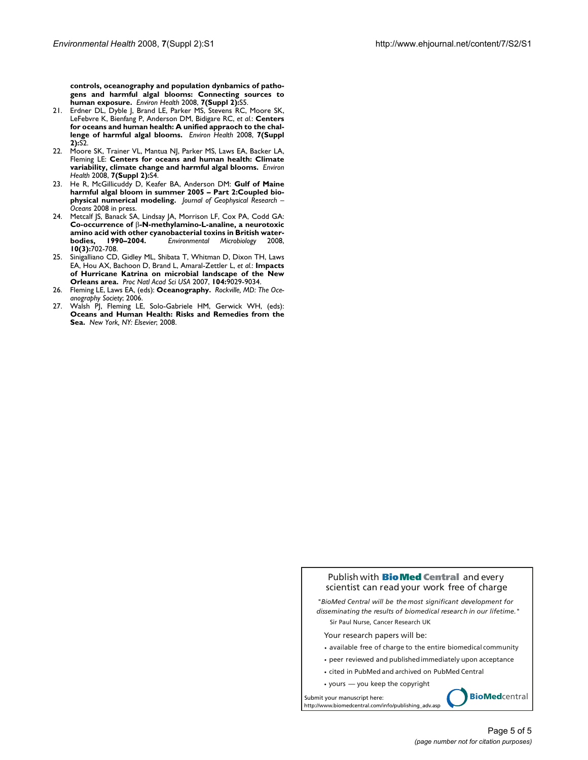controls, oceanography and population dynbamics of pathogens and harmful algal blooms: Connecting sources to human exposure.** *Environ Health* 2008, **7(Suppl 2):**S5.

21. Erdner DL, Dyble J, Brand LE, Parker MS, Stevens RC, Moore SK, LeFebvre K, Bienfang P, Anderson DM, Bidigare RC, *et al.*: **Centers for oceans and human health: A unified appraoch to the challenge of harmful algal blooms.** *Environ Health* 2008, **7(Suppl 2):**S2.
22. Moore SK, Trainer VL, Mantua NJ, Parker MS, Laws EA, Backer LA, Fleming LE: **Centers for oceans and human health: Climate variability, climate change and harmful algal blooms.** *Environ Health* 2008, **7(Suppl 2):**S4.
23. He R, McGillicuddy D, Keafer BA, Anderson DM: **Gulf of Maine harmful algal bloom in summer 2005 – Part 2:Coupled biophysical numerical modeling.** *Journal of Geophysical Research – Oceans* 2008 in press.
24. Metcalf JS, Banack SA, Lindsay JA, Morrison LF, Cox PA, Codd GA: **Co-occurrence of β-N-methylamino-L-analine, a neurotoxic amino acid with other cyanobacterial toxins in British waterbodies, 1990–2004.** *Environmental Microbiology* 2008, **10(3):**702-708.
25. Sinigalliano CD, Gidley ML, Shibata T, Whitman D, Dixon TH, Laws EA, Hou AX, Bachoon D, Brand L, Amaral-Zettler L, *et al.*: **Impacts of Hurricane Katrina on microbial landscape of the New Orleans area.** *Proc Natl Acad Sci USA* 2007, **104:**9029-9034.
26. Fleming LE, Laws EA, (eds): **Oceanography.** *Rockville, MD: The Oceanography Society*; 2006.
27. Walsh PJ, Fleming LE, Solo-Gabriele HM, Gerwick WH, (eds): **Oceans and Human Health: Risks and Remedies from the Sea.** *New York, NY: Elsevier*; 2008.

Publish with **BioMed Central** and every scientist can read your work free of charge

*"BioMed Central will be the most significant development for disseminating the results of biomedical research in our lifetime."*

Sir Paul Nurse, Cancer Research UK

Your research papers will be:

- available free of charge to the entire biomedical community
- peer reviewed and published immediately upon acceptance
- cited in PubMed and archived on PubMed Central
- yours — you keep the copyright

Submit your manuscript here:
http://www.biomedcentral.com/info/publishing_adv.asp

**BioMed**central